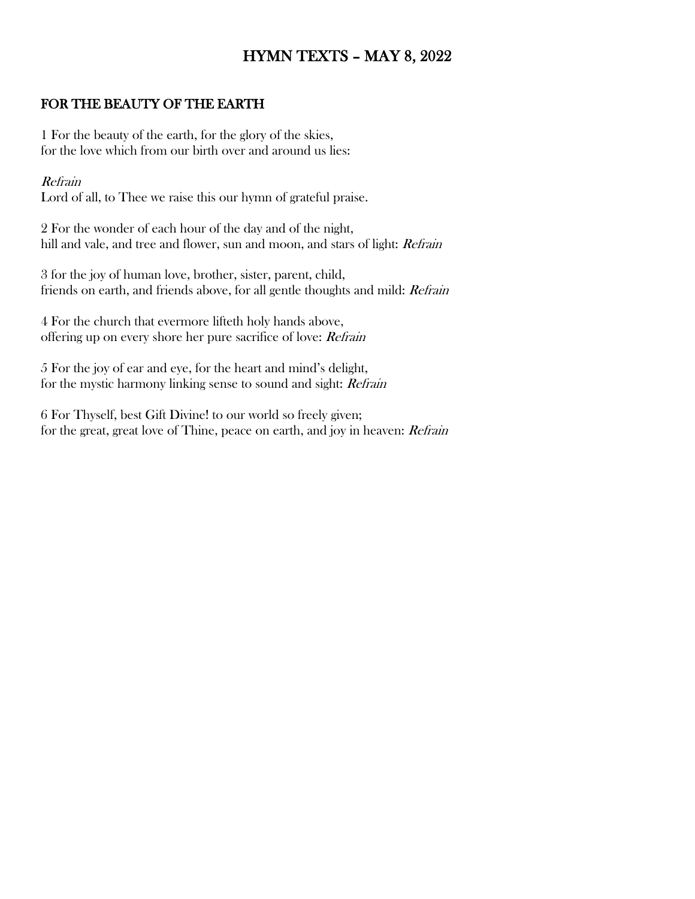# HYMN TEXTS – MAY 8, 2022

## FOR THE BEAUTY OF THE EARTH

1 For the beauty of the earth, for the glory of the skies,
for the love which from our birth over and around us lies:

*Refrain*
Lord of all, to Thee we raise this our hymn of grateful praise.

2 For the wonder of each hour of the day and of the night,
hill and vale, and tree and flower, sun and moon, and stars of light: *Refrain*

3 for the joy of human love, brother, sister, parent, child,
friends on earth, and friends above, for all gentle thoughts and mild: *Refrain*

4 For the church that evermore lifteth holy hands above,
offering up on every shore her pure sacrifice of love: *Refrain*

5 For the joy of ear and eye, for the heart and mind's delight,
for the mystic harmony linking sense to sound and sight: *Refrain*

6 For Thyself, best Gift Divine! to our world so freely given;
for the great, great love of Thine, peace on earth, and joy in heaven: *Refrain*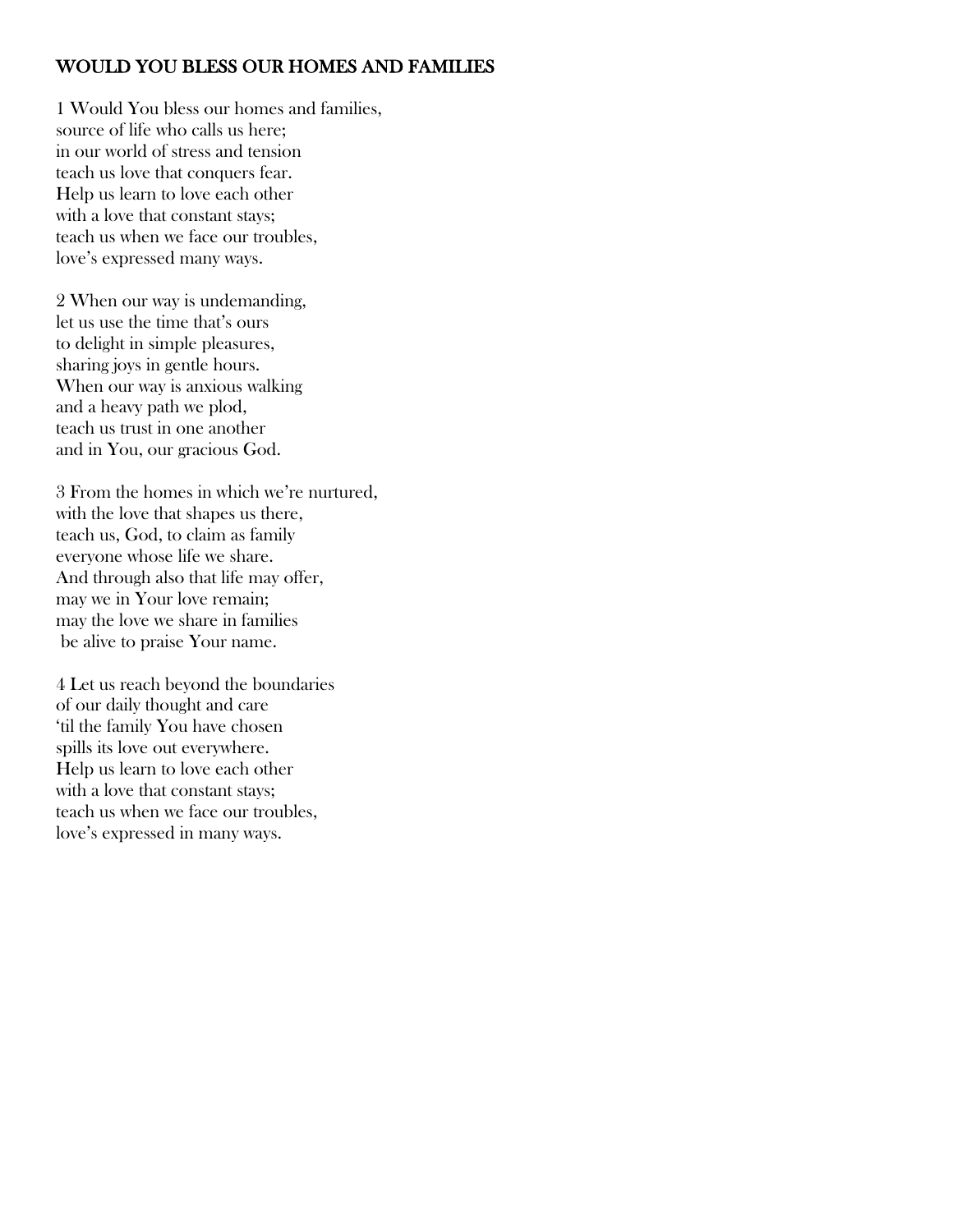## WOULD YOU BLESS OUR HOMES AND FAMILIES

1 Would You bless our homes and families,
source of life who calls us here;
in our world of stress and tension
teach us love that conquers fear.
Help us learn to love each other
with a love that constant stays;
teach us when we face our troubles,
love's expressed many ways.

2 When our way is undemanding,
let us use the time that's ours
to delight in simple pleasures,
sharing joys in gentle hours.
When our way is anxious walking
and a heavy path we plod,
teach us trust in one another
and in You, our gracious God.

3 From the homes in which we're nurtured,
with the love that shapes us there,
teach us, God, to claim as family
everyone whose life we share.
And through also that life may offer,
may we in Your love remain;
may the love we share in families
be alive to praise Your name.

4 Let us reach beyond the boundaries
of our daily thought and care
'til the family You have chosen
spills its love out everywhere.
Help us learn to love each other
with a love that constant stays;
teach us when we face our troubles,
love's expressed in many ways.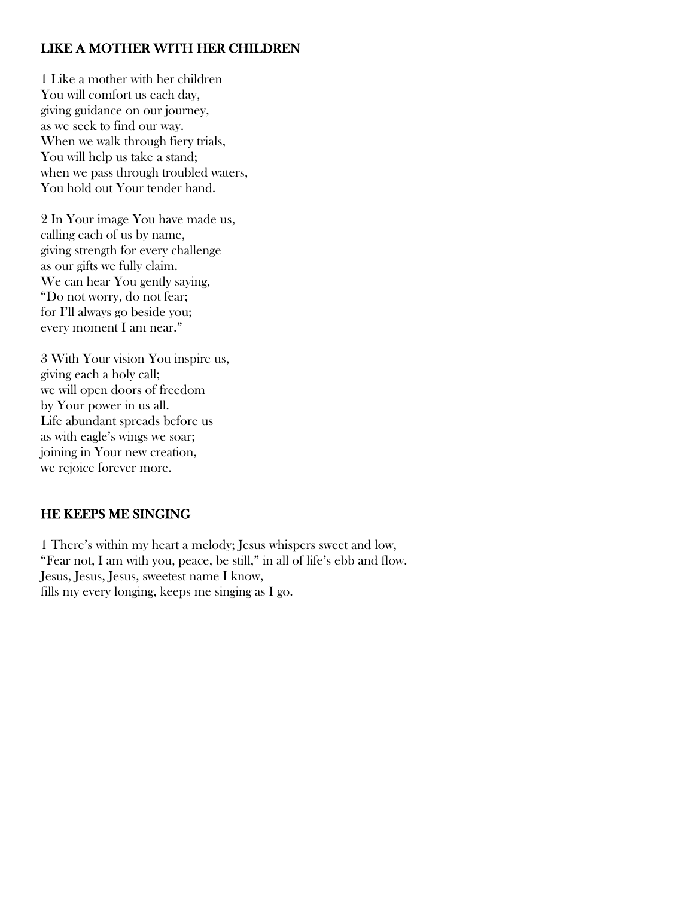## LIKE A MOTHER WITH HER CHILDREN

1 Like a mother with her children
You will comfort us each day,
giving guidance on our journey,
as we seek to find our way.
When we walk through fiery trials,
You will help us take a stand;
when we pass through troubled waters,
You hold out Your tender hand.

2 In Your image You have made us,
calling each of us by name,
giving strength for every challenge
as our gifts we fully claim.
We can hear You gently saying,
"Do not worry, do not fear;
for I'll always go beside you;
every moment I am near."

3 With Your vision You inspire us,
giving each a holy call;
we will open doors of freedom
by Your power in us all.
Life abundant spreads before us
as with eagle's wings we soar;
joining in Your new creation,
we rejoice forever more.

## HE KEEPS ME SINGING

1 There's within my heart a melody; Jesus whispers sweet and low,
"Fear not, I am with you, peace, be still," in all of life's ebb and flow.
Jesus, Jesus, Jesus, sweetest name I know,
fills my every longing, keeps me singing as I go.